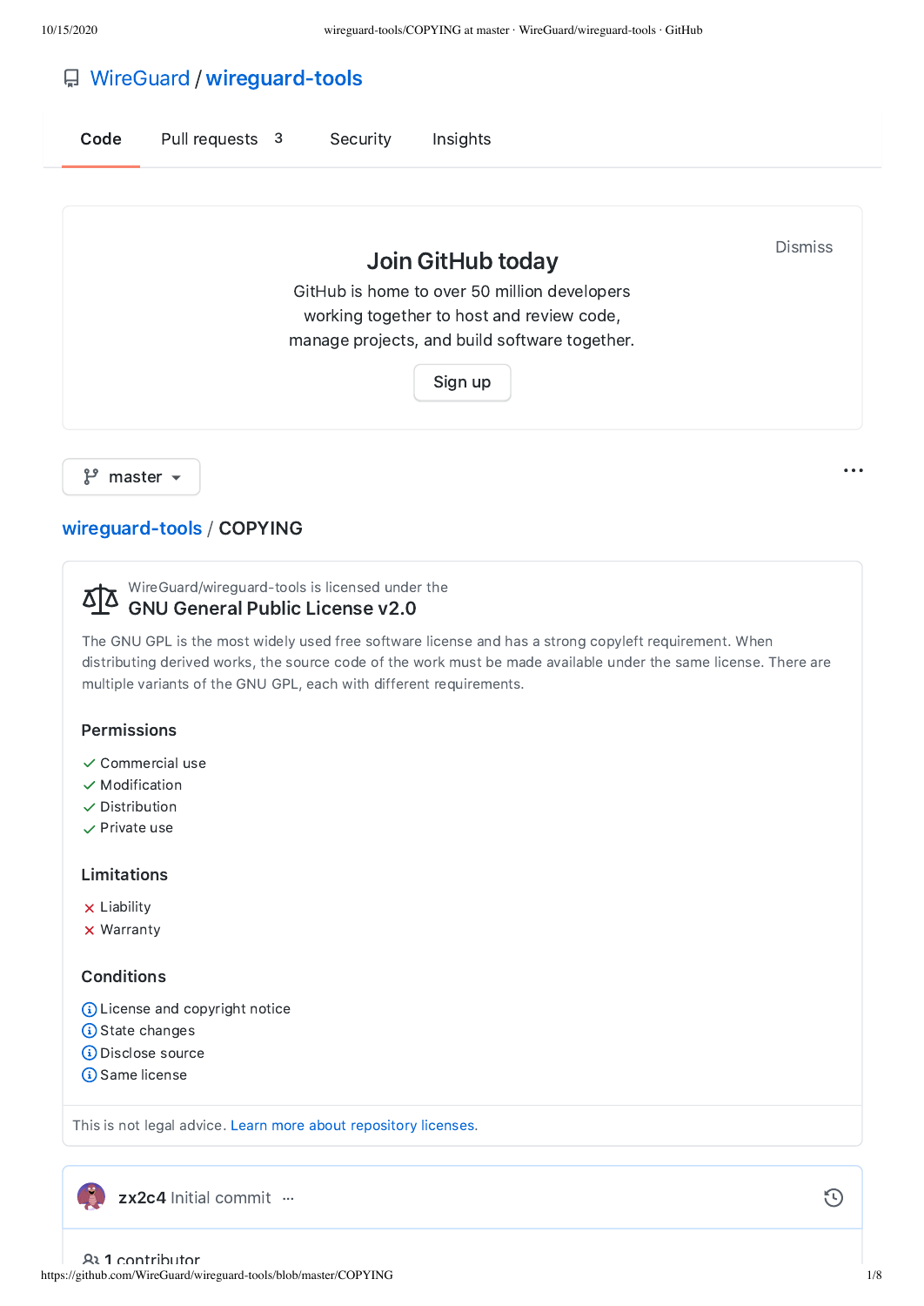# WireGuard / wireguard-tools

Code    Pull requests 3    Security    Insights

## Join GitHub today

GitHub is home to over 50 million developers working together to host and review code, manage projects, and build software together.

Sign up

Dismiss

master

## wireguard-tools / COPYING

WireGuard/wireguard-tools is licensed under the

### GNU General Public License v2.0

The GNU GPL is the most widely used free software license and has a strong copyleft requirement. When distributing derived works, the source code of the work must be made available under the same license. There are multiple variants of the GNU GPL, each with different requirements.

#### Permissions

- ✓ Commercial use
- ✓ Modification
- ✓ Distribution
- ✓ Private use

#### Limitations

- × Liability
- × Warranty

#### Conditions

- ⓘ License and copyright notice
- ⓘ State changes
- ⓘ Disclose source
- ⓘ Same license

This is not legal advice. Learn more about repository licenses.

**zx2c4** Initial commit ···

1 contributor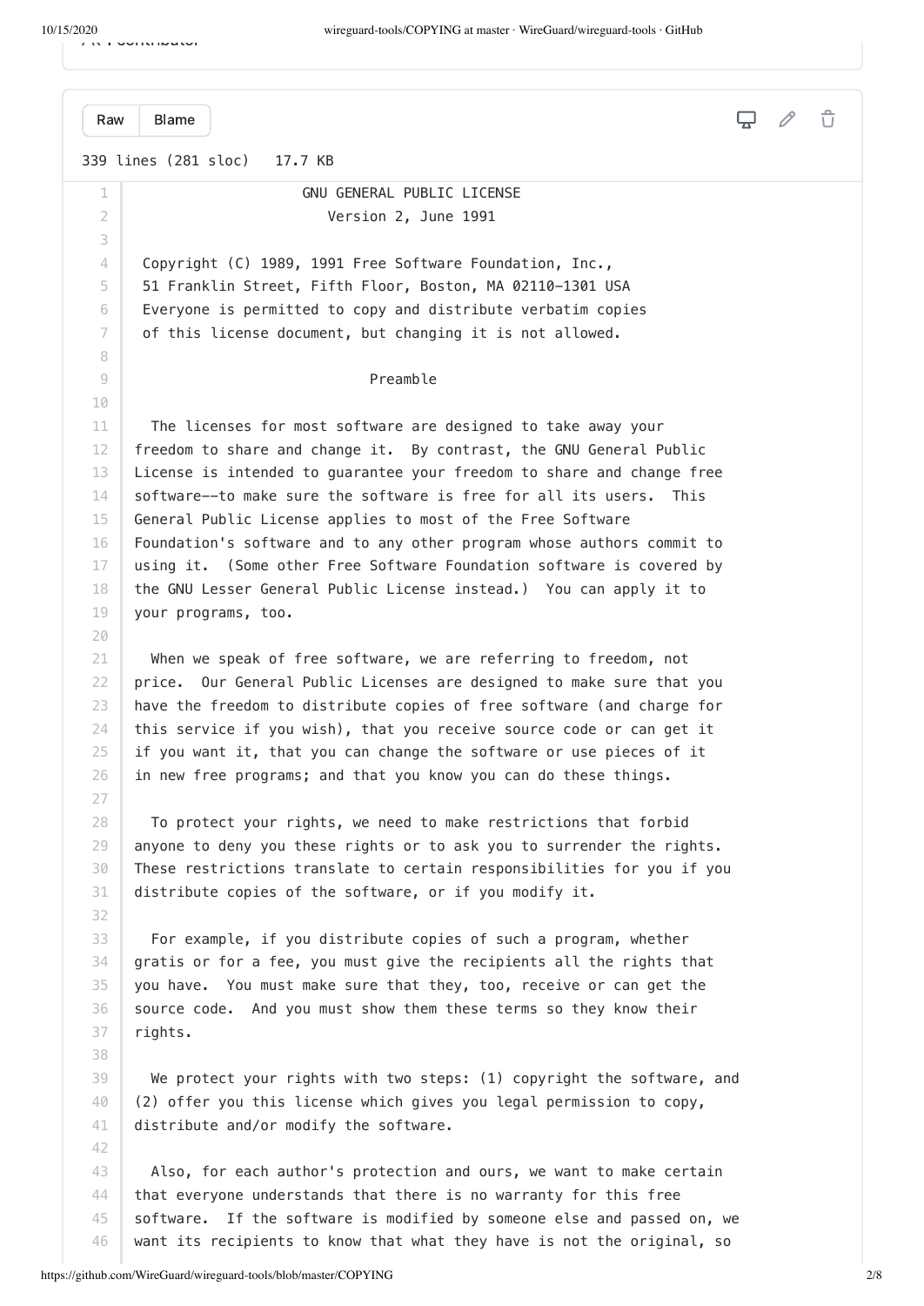339 lines (281 sloc) 17.7 KB

```
                    GNU GENERAL PUBLIC LICENSE
                       Version 2, June 1991

 Copyright (C) 1989, 1991 Free Software Foundation, Inc.,
 51 Franklin Street, Fifth Floor, Boston, MA 02110-1301 USA
 Everyone is permitted to copy and distribute verbatim copies
 of this license document, but changing it is not allowed.

                            Preamble

  The licenses for most software are designed to take away your
freedom to share and change it.  By contrast, the GNU General Public
License is intended to guarantee your freedom to share and change free
software--to make sure the software is free for all its users.  This
General Public License applies to most of the Free Software
Foundation's software and to any other program whose authors commit to
using it.  (Some other Free Software Foundation software is covered by
the GNU Lesser General Public License instead.)  You can apply it to
your programs, too.

  When we speak of free software, we are referring to freedom, not
price.  Our General Public Licenses are designed to make sure that you
have the freedom to distribute copies of free software (and charge for
this service if you wish), that you receive source code or can get it
if you want it, that you can change the software or use pieces of it
in new free programs; and that you know you can do these things.

  To protect your rights, we need to make restrictions that forbid
anyone to deny you these rights or to ask you to surrender the rights.
These restrictions translate to certain responsibilities for you if you
distribute copies of the software, or if you modify it.

  For example, if you distribute copies of such a program, whether
gratis or for a fee, you must give the recipients all the rights that
you have.  You must make sure that they, too, receive or can get the
source code.  And you must show them these terms so they know their
rights.

  We protect your rights with two steps: (1) copyright the software, and
(2) offer you this license which gives you legal permission to copy,
distribute and/or modify the software.

  Also, for each author's protection and ours, we want to make certain
that everyone understands that there is no warranty for this free
software.  If the software is modified by someone else and passed on, we
want its recipients to know that what they have is not the original, so
```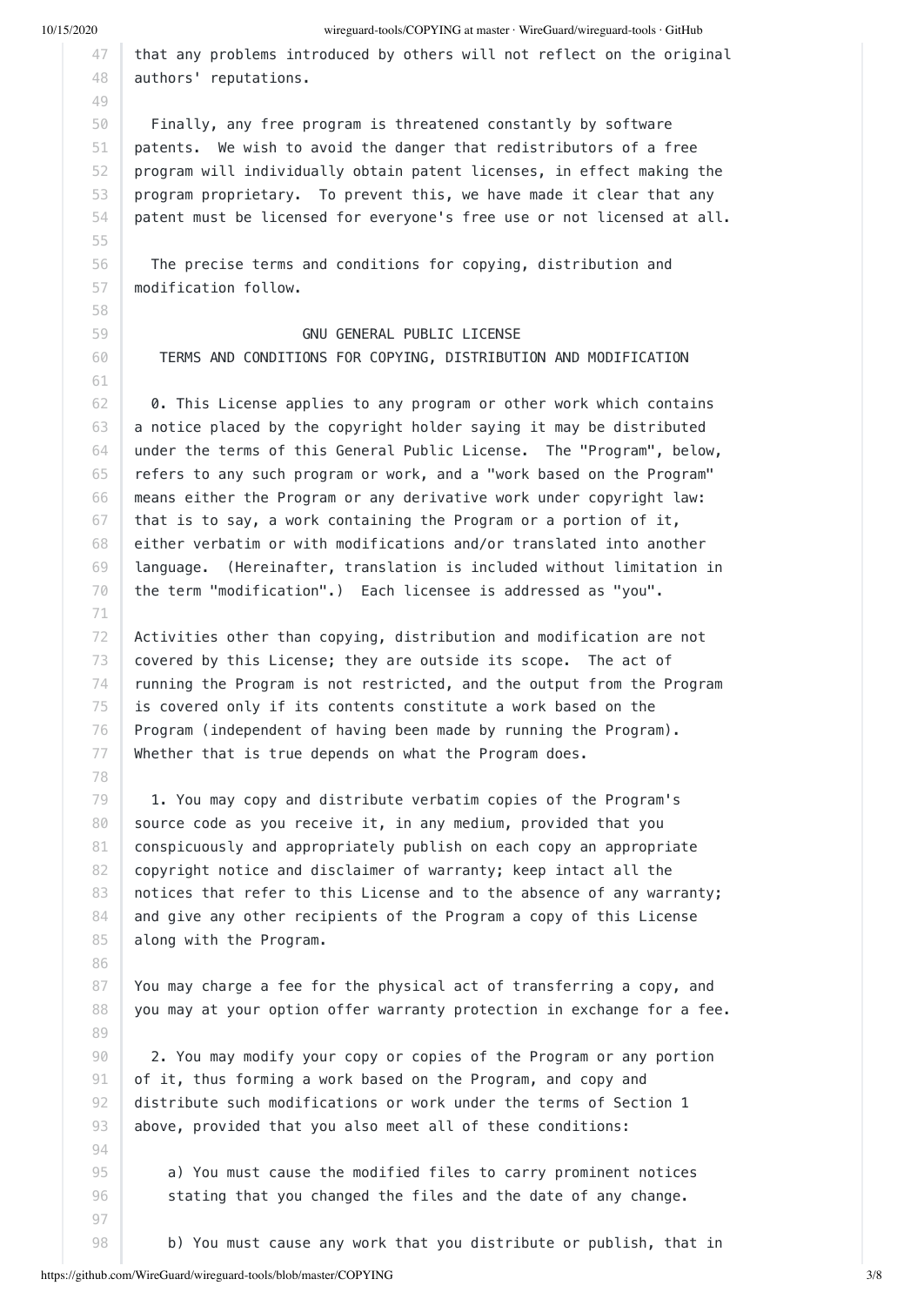that any problems introduced by others will not reflect on the original
authors' reputations.

Finally, any free program is threatened constantly by software
patents. We wish to avoid the danger that redistributors of a free
program will individually obtain patent licenses, in effect making the
program proprietary. To prevent this, we have made it clear that any
patent must be licensed for everyone's free use or not licensed at all.

The precise terms and conditions for copying, distribution and
modification follow.

GNU GENERAL PUBLIC LICENSE
TERMS AND CONDITIONS FOR COPYING, DISTRIBUTION AND MODIFICATION

0. This License applies to any program or other work which contains
a notice placed by the copyright holder saying it may be distributed
under the terms of this General Public License. The "Program", below,
refers to any such program or work, and a "work based on the Program"
means either the Program or any derivative work under copyright law:
that is to say, a work containing the Program or a portion of it,
either verbatim or with modifications and/or translated into another
language. (Hereinafter, translation is included without limitation in
the term "modification".) Each licensee is addressed as "you".

Activities other than copying, distribution and modification are not
covered by this License; they are outside its scope. The act of
running the Program is not restricted, and the output from the Program
is covered only if its contents constitute a work based on the
Program (independent of having been made by running the Program).
Whether that is true depends on what the Program does.

1. You may copy and distribute verbatim copies of the Program's
source code as you receive it, in any medium, provided that you
conspicuously and appropriately publish on each copy an appropriate
copyright notice and disclaimer of warranty; keep intact all the
notices that refer to this License and to the absence of any warranty;
and give any other recipients of the Program a copy of this License
along with the Program.

You may charge a fee for the physical act of transferring a copy, and
you may at your option offer warranty protection in exchange for a fee.

2. You may modify your copy or copies of the Program or any portion
of it, thus forming a work based on the Program, and copy and
distribute such modifications or work under the terms of Section 1
above, provided that you also meet all of these conditions:

a) You must cause the modified files to carry prominent notices
stating that you changed the files and the date of any change.

b) You must cause any work that you distribute or publish, that in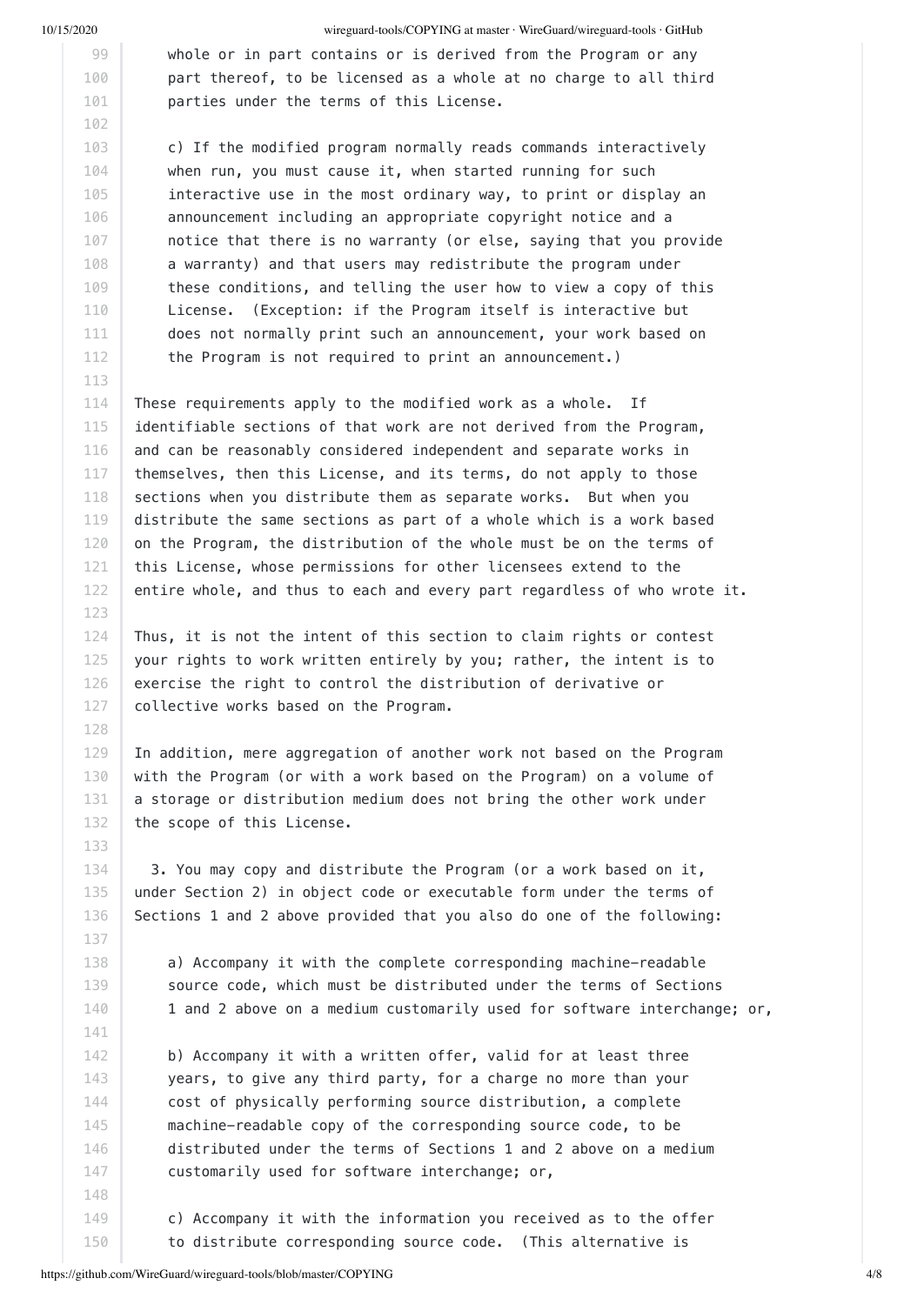whole or in part contains or is derived from the Program or any
    part thereof, to be licensed as a whole at no charge to all third
    parties under the terms of this License.

    c) If the modified program normally reads commands interactively
    when run, you must cause it, when started running for such
    interactive use in the most ordinary way, to print or display an
    announcement including an appropriate copyright notice and a
    notice that there is no warranty (or else, saying that you provide
    a warranty) and that users may redistribute the program under
    these conditions, and telling the user how to view a copy of this
    License.  (Exception: if the Program itself is interactive but
    does not normally print such an announcement, your work based on
    the Program is not required to print an announcement.)

These requirements apply to the modified work as a whole.  If identifiable sections of that work are not derived from the Program, and can be reasonably considered independent and separate works in themselves, then this License, and its terms, do not apply to those sections when you distribute them as separate works.  But when you distribute the same sections as part of a whole which is a work based on the Program, the distribution of the whole must be on the terms of this License, whose permissions for other licensees extend to the entire whole, and thus to each and every part regardless of who wrote it.

Thus, it is not the intent of this section to claim rights or contest your rights to work written entirely by you; rather, the intent is to exercise the right to control the distribution of derivative or collective works based on the Program.

In addition, mere aggregation of another work not based on the Program with the Program (or with a work based on the Program) on a volume of a storage or distribution medium does not bring the other work under the scope of this License.

  3. You may copy and distribute the Program (or a work based on it, under Section 2) in object code or executable form under the terms of Sections 1 and 2 above provided that you also do one of the following:

    a) Accompany it with the complete corresponding machine-readable
    source code, which must be distributed under the terms of Sections
    1 and 2 above on a medium customarily used for software interchange; or,

    b) Accompany it with a written offer, valid for at least three
    years, to give any third party, for a charge no more than your
    cost of physically performing source distribution, a complete
    machine-readable copy of the corresponding source code, to be
    distributed under the terms of Sections 1 and 2 above on a medium
    customarily used for software interchange; or,

    c) Accompany it with the information you received as to the offer
    to distribute corresponding source code.  (This alternative is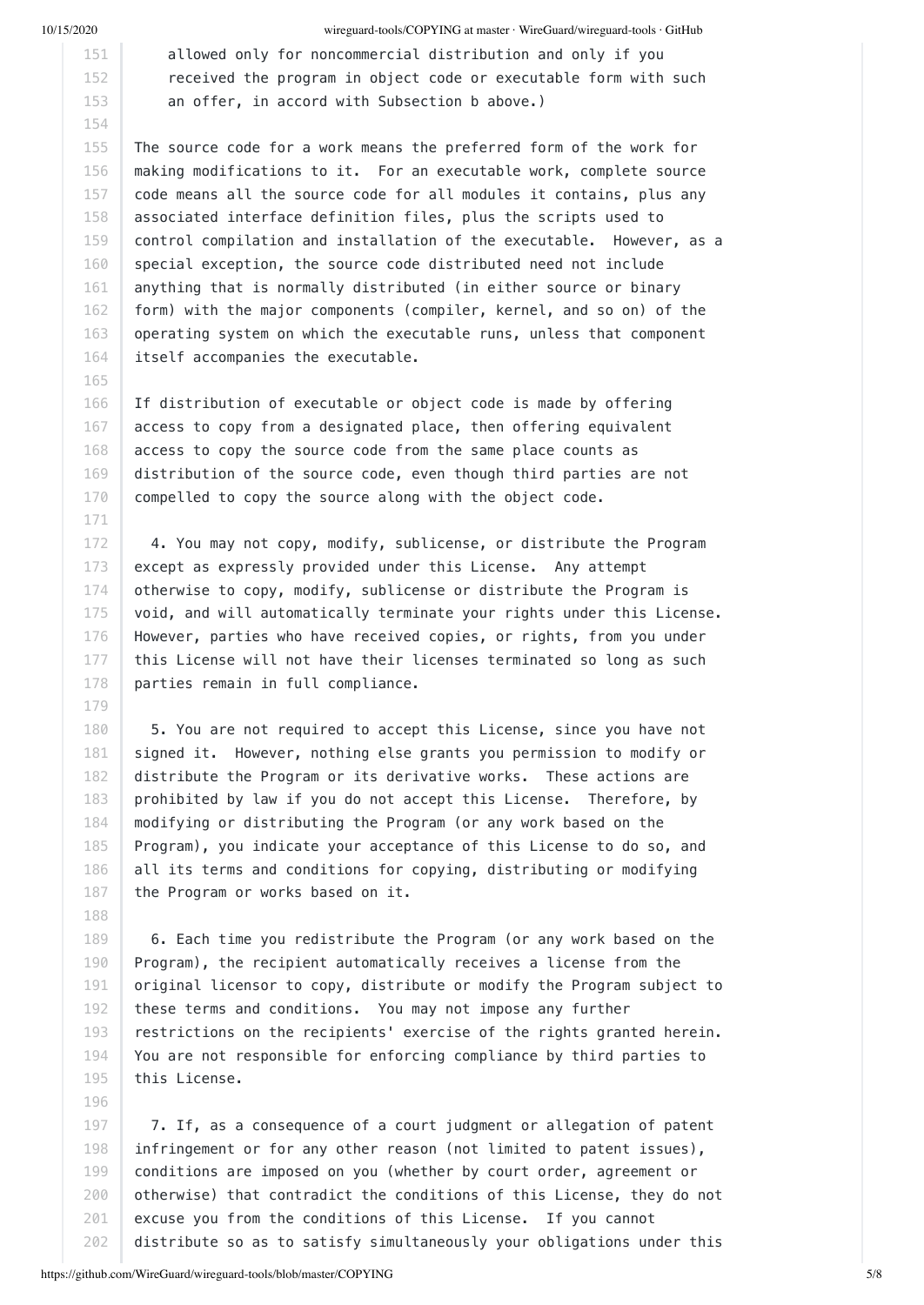allowed only for noncommercial distribution and only if you
received the program in object code or executable form with such
an offer, in accord with Subsection b above.)

The source code for a work means the preferred form of the work for making modifications to it. For an executable work, complete source code means all the source code for all modules it contains, plus any associated interface definition files, plus the scripts used to control compilation and installation of the executable. However, as a special exception, the source code distributed need not include anything that is normally distributed (in either source or binary form) with the major components (compiler, kernel, and so on) of the operating system on which the executable runs, unless that component itself accompanies the executable.

If distribution of executable or object code is made by offering access to copy from a designated place, then offering equivalent access to copy the source code from the same place counts as distribution of the source code, even though third parties are not compelled to copy the source along with the object code.

4. You may not copy, modify, sublicense, or distribute the Program except as expressly provided under this License. Any attempt otherwise to copy, modify, sublicense or distribute the Program is void, and will automatically terminate your rights under this License. However, parties who have received copies, or rights, from you under this License will not have their licenses terminated so long as such parties remain in full compliance.

5. You are not required to accept this License, since you have not signed it. However, nothing else grants you permission to modify or distribute the Program or its derivative works. These actions are prohibited by law if you do not accept this License. Therefore, by modifying or distributing the Program (or any work based on the Program), you indicate your acceptance of this License to do so, and all its terms and conditions for copying, distributing or modifying the Program or works based on it.

6. Each time you redistribute the Program (or any work based on the Program), the recipient automatically receives a license from the original licensor to copy, distribute or modify the Program subject to these terms and conditions. You may not impose any further restrictions on the recipients' exercise of the rights granted herein. You are not responsible for enforcing compliance by third parties to this License.

7. If, as a consequence of a court judgment or allegation of patent infringement or for any other reason (not limited to patent issues), conditions are imposed on you (whether by court order, agreement or otherwise) that contradict the conditions of this License, they do not excuse you from the conditions of this License. If you cannot distribute so as to satisfy simultaneously your obligations under this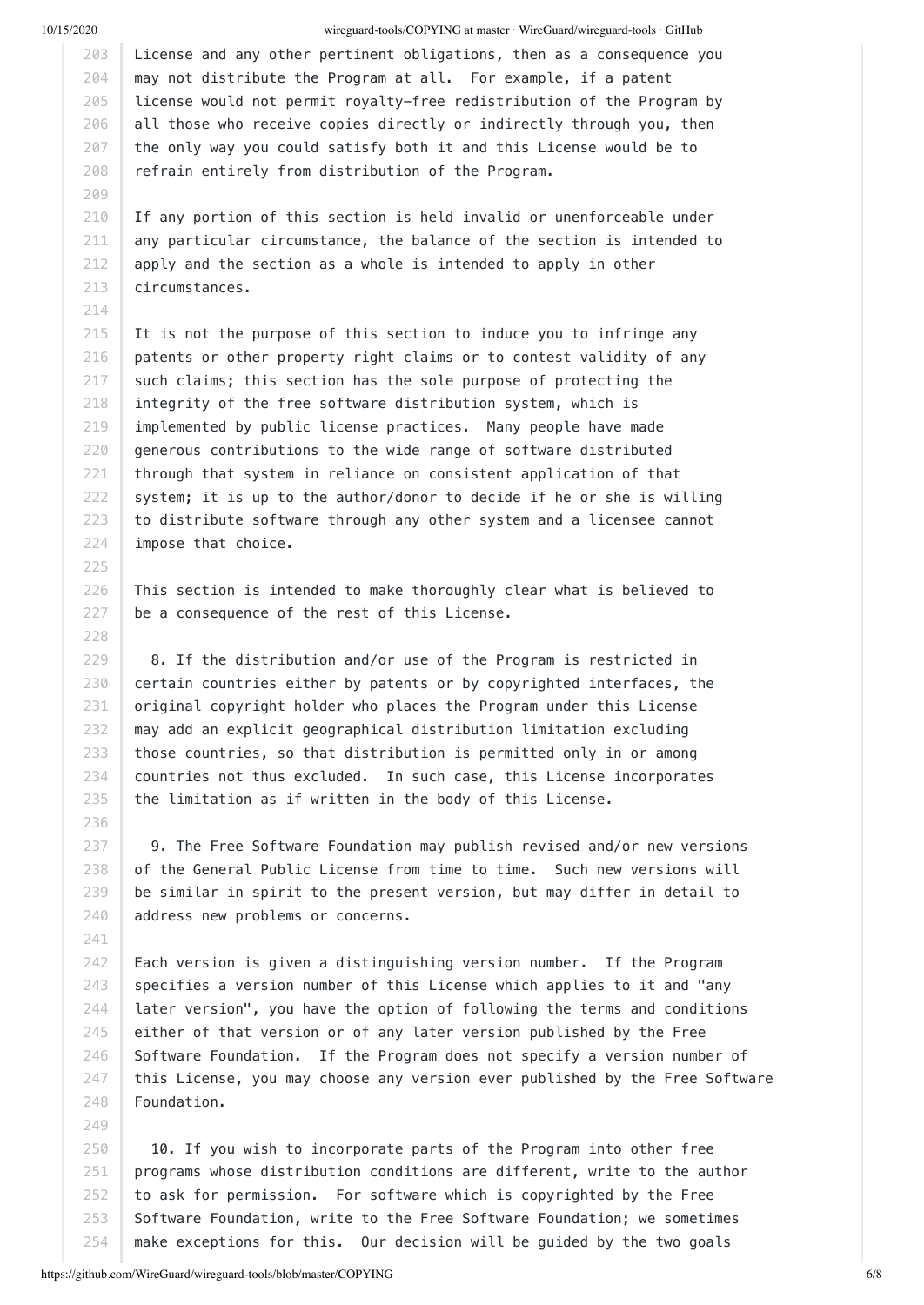License and any other pertinent obligations, then as a consequence you
may not distribute the Program at all. For example, if a patent
license would not permit royalty-free redistribution of the Program by
all those who receive copies directly or indirectly through you, then
the only way you could satisfy both it and this License would be to
refrain entirely from distribution of the Program.

If any portion of this section is held invalid or unenforceable under
any particular circumstance, the balance of the section is intended to
apply and the section as a whole is intended to apply in other
circumstances.

It is not the purpose of this section to induce you to infringe any
patents or other property right claims or to contest validity of any
such claims; this section has the sole purpose of protecting the
integrity of the free software distribution system, which is
implemented by public license practices. Many people have made
generous contributions to the wide range of software distributed
through that system in reliance on consistent application of that
system; it is up to the author/donor to decide if he or she is willing
to distribute software through any other system and a licensee cannot
impose that choice.

This section is intended to make thoroughly clear what is believed to
be a consequence of the rest of this License.

8. If the distribution and/or use of the Program is restricted in
certain countries either by patents or by copyrighted interfaces, the
original copyright holder who places the Program under this License
may add an explicit geographical distribution limitation excluding
those countries, so that distribution is permitted only in or among
countries not thus excluded. In such case, this License incorporates
the limitation as if written in the body of this License.

9. The Free Software Foundation may publish revised and/or new versions
of the General Public License from time to time. Such new versions will
be similar in spirit to the present version, but may differ in detail to
address new problems or concerns.

Each version is given a distinguishing version number. If the Program
specifies a version number of this License which applies to it and "any
later version", you have the option of following the terms and conditions
either of that version or of any later version published by the Free
Software Foundation. If the Program does not specify a version number of
this License, you may choose any version ever published by the Free Software
Foundation.

10. If you wish to incorporate parts of the Program into other free
programs whose distribution conditions are different, write to the author
to ask for permission. For software which is copyrighted by the Free
Software Foundation, write to the Free Software Foundation; we sometimes
make exceptions for this. Our decision will be guided by the two goals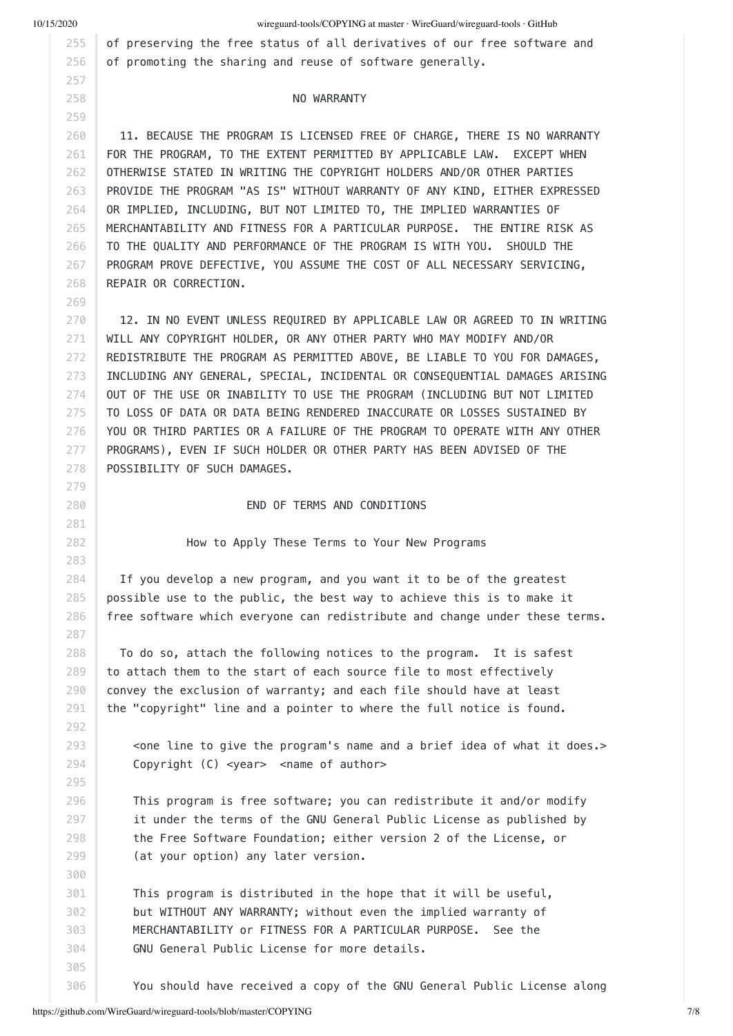of preserving the free status of all derivatives of our free software and
of promoting the sharing and reuse of software generally.

NO WARRANTY

11. BECAUSE THE PROGRAM IS LICENSED FREE OF CHARGE, THERE IS NO WARRANTY FOR THE PROGRAM, TO THE EXTENT PERMITTED BY APPLICABLE LAW. EXCEPT WHEN OTHERWISE STATED IN WRITING THE COPYRIGHT HOLDERS AND/OR OTHER PARTIES PROVIDE THE PROGRAM "AS IS" WITHOUT WARRANTY OF ANY KIND, EITHER EXPRESSED OR IMPLIED, INCLUDING, BUT NOT LIMITED TO, THE IMPLIED WARRANTIES OF MERCHANTABILITY AND FITNESS FOR A PARTICULAR PURPOSE. THE ENTIRE RISK AS TO THE QUALITY AND PERFORMANCE OF THE PROGRAM IS WITH YOU. SHOULD THE PROGRAM PROVE DEFECTIVE, YOU ASSUME THE COST OF ALL NECESSARY SERVICING, REPAIR OR CORRECTION.

12. IN NO EVENT UNLESS REQUIRED BY APPLICABLE LAW OR AGREED TO IN WRITING WILL ANY COPYRIGHT HOLDER, OR ANY OTHER PARTY WHO MAY MODIFY AND/OR REDISTRIBUTE THE PROGRAM AS PERMITTED ABOVE, BE LIABLE TO YOU FOR DAMAGES, INCLUDING ANY GENERAL, SPECIAL, INCIDENTAL OR CONSEQUENTIAL DAMAGES ARISING OUT OF THE USE OR INABILITY TO USE THE PROGRAM (INCLUDING BUT NOT LIMITED TO LOSS OF DATA OR DATA BEING RENDERED INACCURATE OR LOSSES SUSTAINED BY YOU OR THIRD PARTIES OR A FAILURE OF THE PROGRAM TO OPERATE WITH ANY OTHER PROGRAMS), EVEN IF SUCH HOLDER OR OTHER PARTY HAS BEEN ADVISED OF THE POSSIBILITY OF SUCH DAMAGES.

END OF TERMS AND CONDITIONS

How to Apply These Terms to Your New Programs

If you develop a new program, and you want it to be of the greatest possible use to the public, the best way to achieve this is to make it free software which everyone can redistribute and change under these terms.

To do so, attach the following notices to the program. It is safest to attach them to the start of each source file to most effectively convey the exclusion of warranty; and each file should have at least the "copyright" line and a pointer to where the full notice is found.

```
<one line to give the program's name and a brief idea of what it does.>
Copyright (C) <year>  <name of author>

This program is free software; you can redistribute it and/or modify
it under the terms of the GNU General Public License as published by
the Free Software Foundation; either version 2 of the License, or
(at your option) any later version.

This program is distributed in the hope that it will be useful,
but WITHOUT ANY WARRANTY; without even the implied warranty of
MERCHANTABILITY or FITNESS FOR A PARTICULAR PURPOSE.  See the
GNU General Public License for more details.

You should have received a copy of the GNU General Public License along
```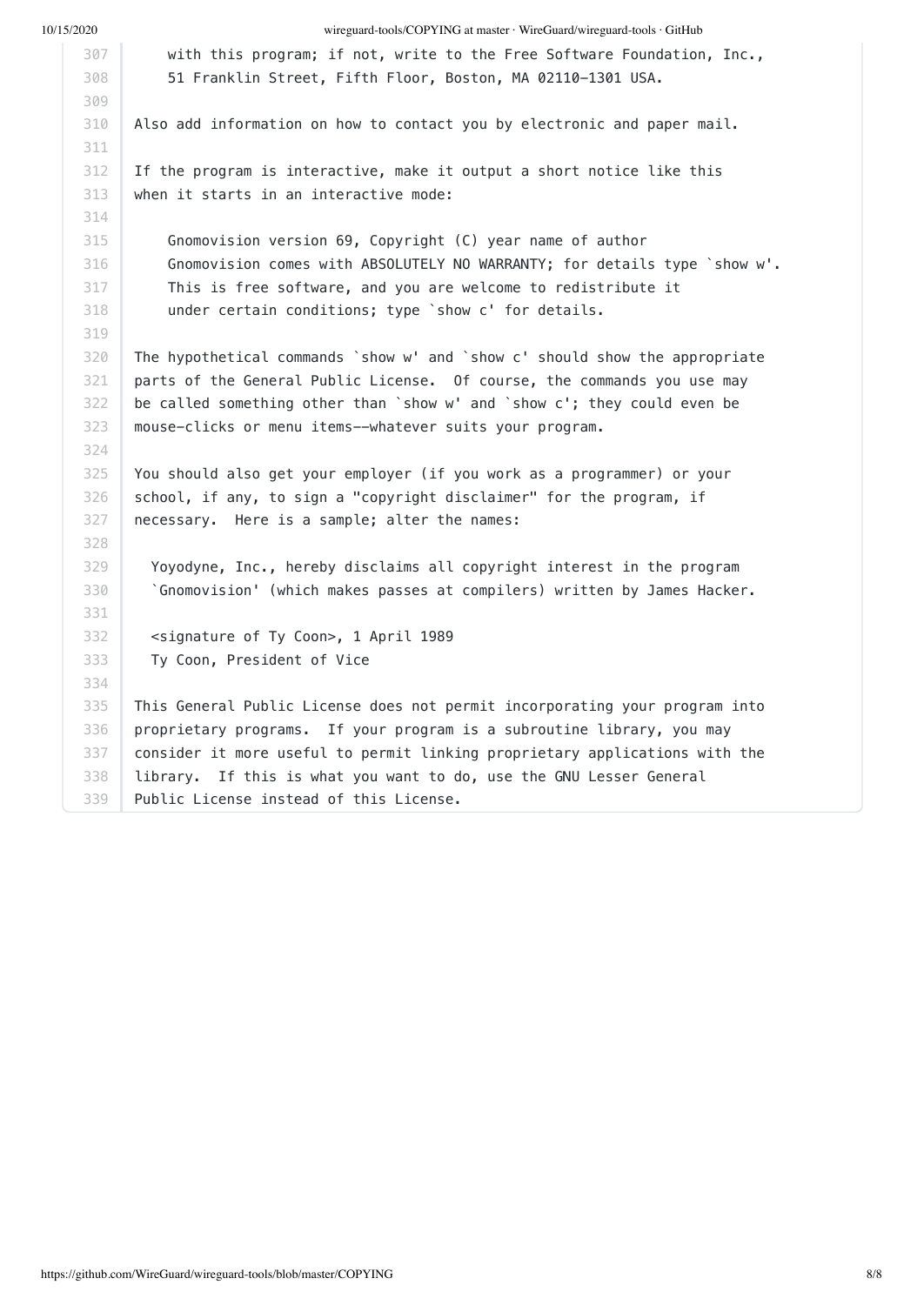with this program; if not, write to the Free Software Foundation, Inc.,
    51 Franklin Street, Fifth Floor, Boston, MA 02110-1301 USA.

Also add information on how to contact you by electronic and paper mail.

If the program is interactive, make it output a short notice like this
when it starts in an interactive mode:

```
    Gnomovision version 69, Copyright (C) year name of author
    Gnomovision comes with ABSOLUTELY NO WARRANTY; for details type `show w'.
    This is free software, and you are welcome to redistribute it
    under certain conditions; type `show c' for details.
```

The hypothetical commands `show w' and `show c' should show the appropriate
parts of the General Public License.  Of course, the commands you use may
be called something other than `show w' and `show c'; they could even be
mouse-clicks or menu items--whatever suits your program.

You should also get your employer (if you work as a programmer) or your
school, if any, to sign a "copyright disclaimer" for the program, if
necessary.  Here is a sample; alter the names:

```
  Yoyodyne, Inc., hereby disclaims all copyright interest in the program
  `Gnomovision' (which makes passes at compilers) written by James Hacker.

  <signature of Ty Coon>, 1 April 1989
  Ty Coon, President of Vice
```

This General Public License does not permit incorporating your program into
proprietary programs.  If your program is a subroutine library, you may
consider it more useful to permit linking proprietary applications with the
library.  If this is what you want to do, use the GNU Lesser General
Public License instead of this License.